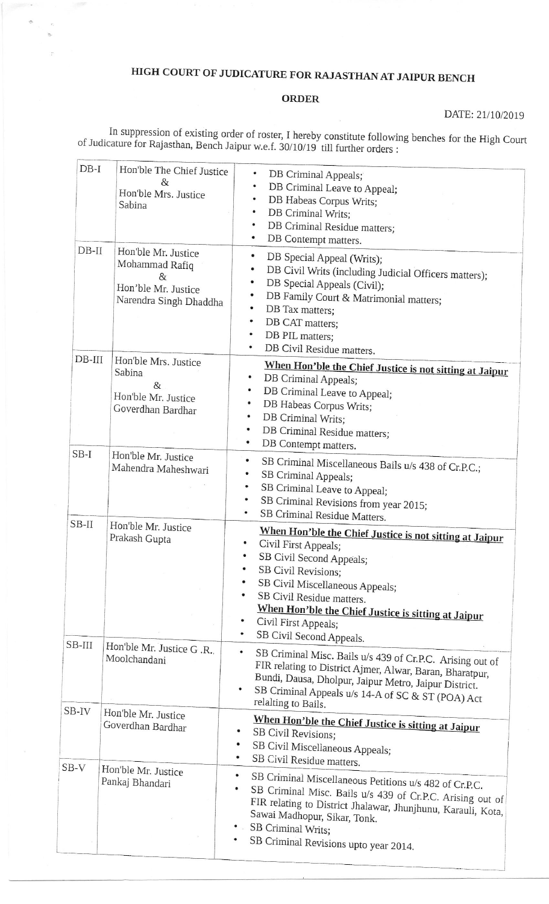# HIGH COURT OF JUDICATURE FOR RAJASTHAN AT JAIPUR BENCH

## ORDER

DATE: 21/10/2019

In suppression of existing order of roster, I hereby constitute following benches for the High Court of Judicature for Rajasthan, Bench Jaipur w.e.f. 30/10/19 till further orders :

| | | |
|---|---|---|
| DB-I | Hon'ble The Chief Justice & Hon'ble Mrs. Justice Sabina | • DB Criminal Appeals;<br>• DB Criminal Leave to Appeal;<br>• DB Habeas Corpus Writs;<br>• DB Criminal Writs;<br>• DB Criminal Residue matters;<br>• DB Contempt matters. |
| DB-II | Hon'ble Mr. Justice Mohammad Rafiq & Hon'ble Mr. Justice Narendra Singh Dhaddha | • DB Special Appeal (Writs);<br>• DB Civil Writs (including Judicial Officers matters);<br>• DB Special Appeals (Civil);<br>• DB Family Court & Matrimonial matters;<br>• DB Tax matters;<br>• DB CAT matters;<br>• DB PIL matters;<br>• DB Civil Residue matters. |
| DB-III | Hon'ble Mrs. Justice Sabina & Hon'ble Mr. Justice Goverdhan Bardhar | **When Hon'ble the Chief Justice is not sitting at Jaipur**<br>• DB Criminal Appeals;<br>• DB Criminal Leave to Appeal;<br>• DB Habeas Corpus Writs;<br>• DB Criminal Writs;<br>• DB Criminal Residue matters;<br>• DB Contempt matters. |
| SB-I | Hon'ble Mr. Justice Mahendra Maheshwari | • SB Criminal Miscellaneous Bails u/s 438 of Cr.P.C.;<br>• SB Criminal Appeals;<br>• SB Criminal Leave to Appeal;<br>• SB Criminal Revisions from year 2015;<br>• SB Criminal Residue Matters. |
| SB-II | Hon'ble Mr. Justice Prakash Gupta | **When Hon'ble the Chief Justice is not sitting at Jaipur**<br>• Civil First Appeals;<br>• SB Civil Second Appeals;<br>• SB Civil Revisions;<br>• SB Civil Miscellaneous Appeals;<br>• SB Civil Residue matters.<br>**When Hon'ble the Chief Justice is sitting at Jaipur**<br>• Civil First Appeals;<br>• SB Civil Second Appeals. |
| SB-III | Hon'ble Mr. Justice G .R.. Moolchandani | • SB Criminal Misc. Bails u/s 439 of Cr.P.C. Arising out of FIR relating to District Ajmer, Alwar, Baran, Bharatpur, Bundi, Dausa, Dholpur, Jaipur Metro, Jaipur District.<br>• SB Criminal Appeals u/s 14-A of SC & ST (POA) Act relalting to Bails. |
| SB-IV | Hon'ble Mr. Justice Goverdhan Bardhar | **When Hon'ble the Chief Justice is sitting at Jaipur**<br>• SB Civil Revisions;<br>• SB Civil Miscellaneous Appeals;<br>• SB Civil Residue matters. |
| SB-V | Hon'ble Mr. Justice Pankaj Bhandari | • SB Criminal Miscellaneous Petitions u/s 482 of Cr.P.C.<br>• SB Criminal Misc. Bails u/s 439 of Cr.P.C. Arising out of FIR relating to District Jhalawar, Jhunjhunu, Karauli, Kota, Sawai Madhopur, Sikar, Tonk.<br>• SB Criminal Writs;<br>• SB Criminal Revisions upto year 2014. |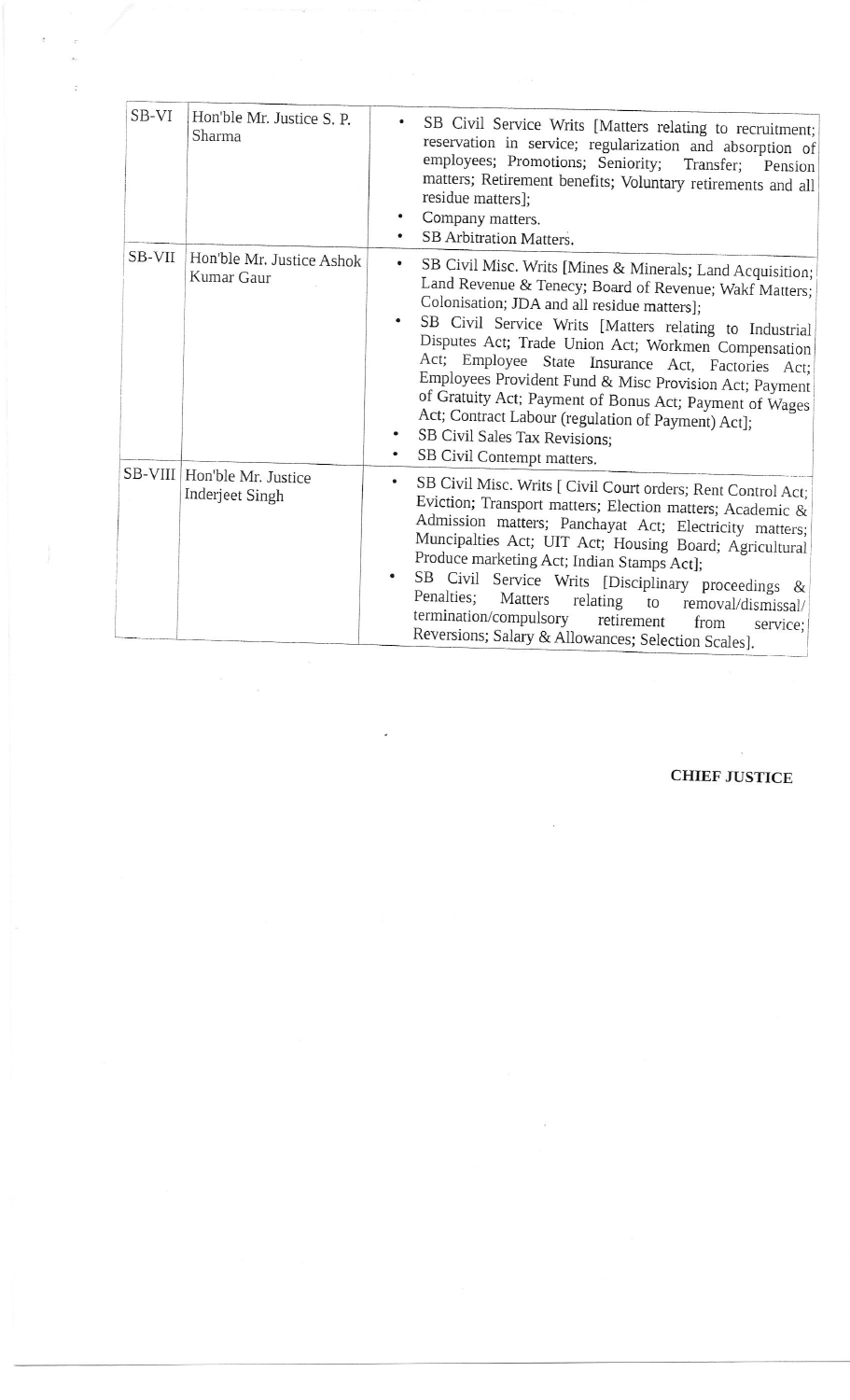| | | |
|---|---|---|
| SB-VI | Hon'ble Mr. Justice S. P. Sharma | • SB Civil Service Writs [Matters relating to recruitment; reservation in service; regularization and absorption of employees; Promotions; Seniority; Transfer; Pension matters; Retirement benefits; Voluntary retirements and all residue matters];<br>• Company matters.<br>• SB Arbitration Matters. |
| SB-VII | Hon'ble Mr. Justice Ashok Kumar Gaur | • SB Civil Misc. Writs [Mines & Minerals; Land Acquisition; Land Revenue & Tenecy; Board of Revenue; Wakf Matters; Colonisation; JDA and all residue matters];<br>• SB Civil Service Writs [Matters relating to Industrial Disputes Act; Trade Union Act; Workmen Compensation Act; Employee State Insurance Act, Factories Act; Employees Provident Fund & Misc Provision Act; Payment of Gratuity Act; Payment of Bonus Act; Payment of Wages Act; Contract Labour (regulation of Payment) Act];<br>• SB Civil Sales Tax Revisions;<br>• SB Civil Contempt matters. |
| SB-VIII | Hon'ble Mr. Justice Inderjeet Singh | • SB Civil Misc. Writs [ Civil Court orders; Rent Control Act; Eviction; Transport matters; Election matters; Academic & Admission matters; Panchayat Act; Electricity matters; Muncipalties Act; UIT Act; Housing Board; Agricultural Produce marketing Act; Indian Stamps Act];<br>• SB Civil Service Writs [Disciplinary proceedings & Penalties; Matters relating to removal/dismissal/ termination/compulsory retirement from service; Reversions; Salary & Allowances; Selection Scales]. |

**CHIEF JUSTICE**